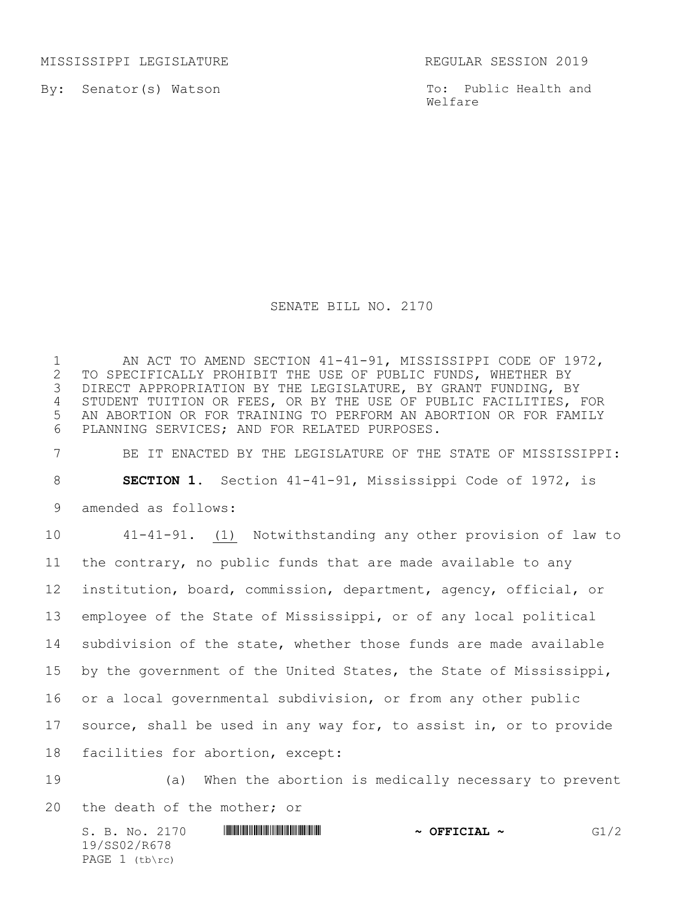MISSISSIPPI LEGISLATURE REGULAR SESSION 2019

By: Senator(s) Watson

To: Public Health and Welfare

# SENATE BILL NO. 2170

AN ACT TO AMEND SECTION 41-41-91, MISSISSIPPI CODE OF 1972, TO SPECIFICALLY PROHIBIT THE USE OF PUBLIC FUNDS, WHETHER BY DIRECT APPROPRIATION BY THE LEGISLATURE, BY GRANT FUNDING, BY STUDENT TUITION OR FEES, OR BY THE USE OF PUBLIC FACILITIES, FOR AN ABORTION OR FOR TRAINING TO PERFORM AN ABORTION OR FOR FAMILY PLANNING SERVICES; AND FOR RELATED PURPOSES.

BE IT ENACTED BY THE LEGISLATURE OF THE STATE OF MISSISSIPPI:

**SECTION 1.** Section 41-41-91, Mississippi Code of 1972, is amended as follows:

41-41-91. (1) Notwithstanding any other provision of law to the contrary, no public funds that are made available to any institution, board, commission, department, agency, official, or employee of the State of Mississippi, or of any local political subdivision of the state, whether those funds are made available by the government of the United States, the State of Mississippi, or a local governmental subdivision, or from any other public source, shall be used in any way for, to assist in, or to provide facilities for abortion, except:

(a) When the abortion is medically necessary to prevent the death of the mother; or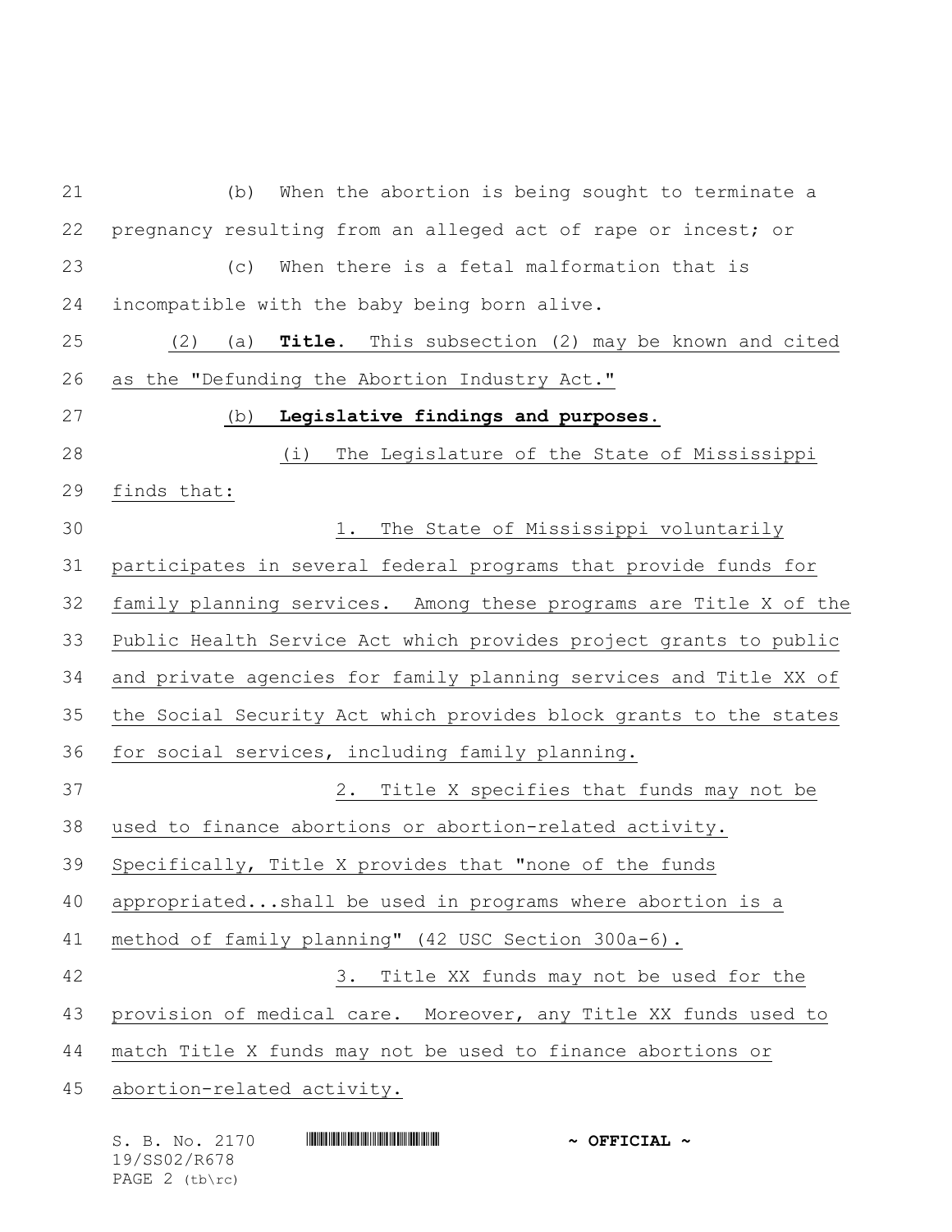(b) When the abortion is being sought to terminate a pregnancy resulting from an alleged act of rape or incest; or

(c) When there is a fetal malformation that is incompatible with the baby being born alive.

(2) (a) **Title.** This subsection (2) may be known and cited as the "Defunding the Abortion Industry Act."

(b) **Legislative findings and purposes.**

(i) The Legislature of the State of Mississippi finds that:

1. The State of Mississippi voluntarily participates in several federal programs that provide funds for family planning services. Among these programs are Title X of the Public Health Service Act which provides project grants to public and private agencies for family planning services and Title XX of the Social Security Act which provides block grants to the states for social services, including family planning.

2. Title X specifies that funds may not be used to finance abortions or abortion-related activity. Specifically, Title X provides that "none of the funds appropriated...shall be used in programs where abortion is a method of family planning" (42 USC Section 300a-6).

3. Title XX funds may not be used for the provision of medical care. Moreover, any Title XX funds used to match Title X funds may not be used to finance abortions or abortion-related activity.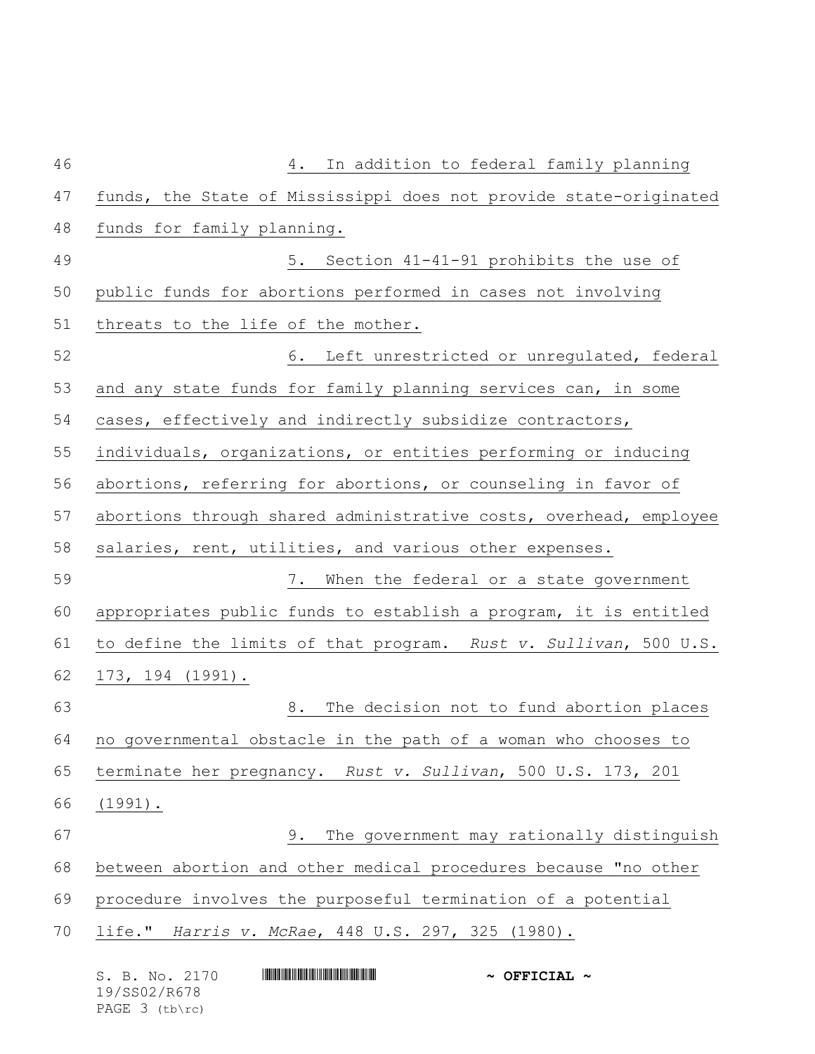4. In addition to federal family planning funds, the State of Mississippi does not provide state-originated funds for family planning.

5. Section 41-41-91 prohibits the use of public funds for abortions performed in cases not involving threats to the life of the mother.

6. Left unrestricted or unregulated, federal and any state funds for family planning services can, in some cases, effectively and indirectly subsidize contractors, individuals, organizations, or entities performing or inducing abortions, referring for abortions, or counseling in favor of abortions through shared administrative costs, overhead, employee salaries, rent, utilities, and various other expenses.

7. When the federal or a state government appropriates public funds to establish a program, it is entitled to define the limits of that program. *Rust v. Sullivan*, 500 U.S. 173, 194 (1991).

8. The decision not to fund abortion places no governmental obstacle in the path of a woman who chooses to terminate her pregnancy. *Rust v. Sullivan*, 500 U.S. 173, 201 (1991).

9. The government may rationally distinguish between abortion and other medical procedures because "no other procedure involves the purposeful termination of a potential life." *Harris v. McRae*, 448 U.S. 297, 325 (1980).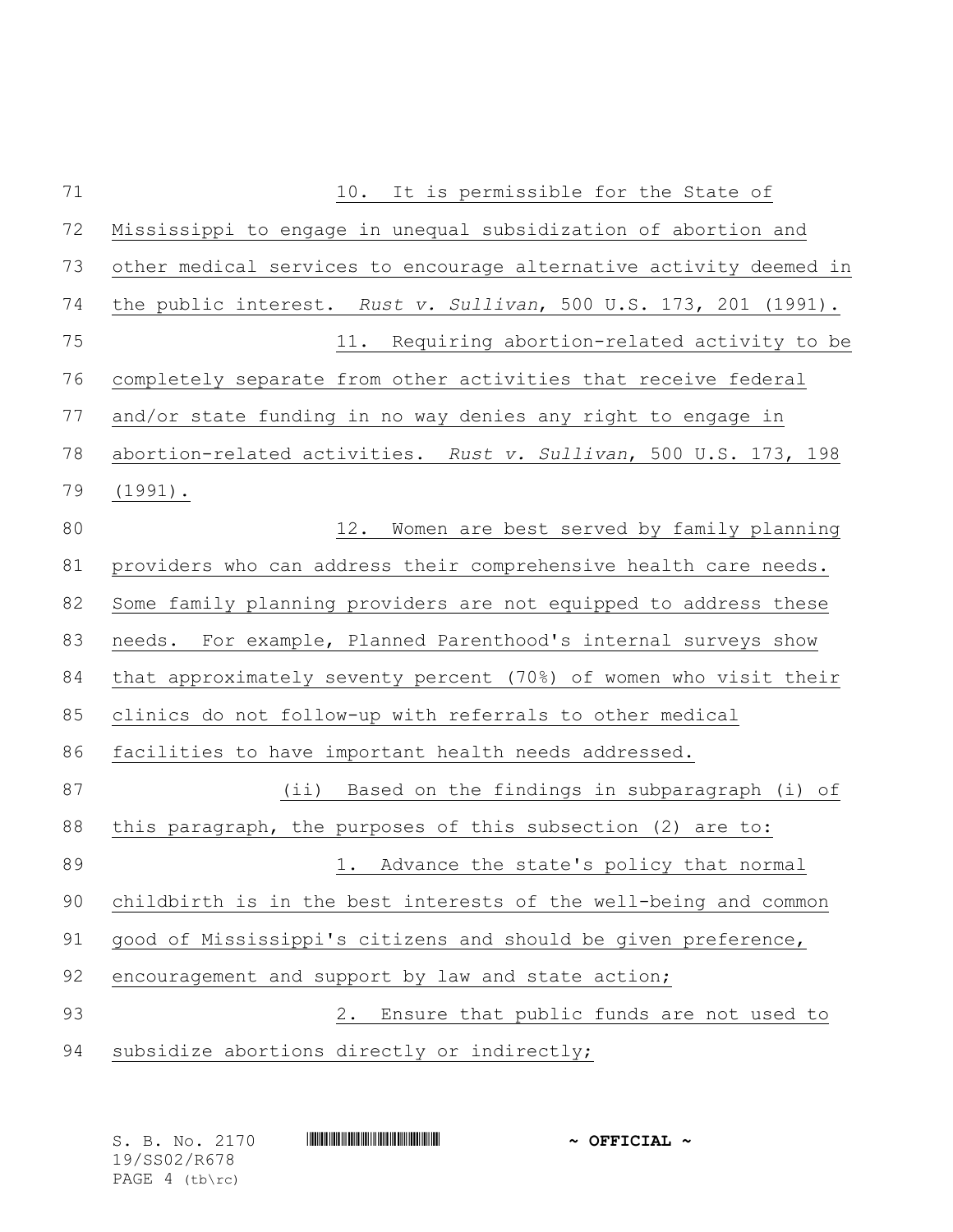10. It is permissible for the State of Mississippi to engage in unequal subsidization of abortion and other medical services to encourage alternative activity deemed in the public interest. *Rust v. Sullivan*, 500 U.S. 173, 201 (1991).

11. Requiring abortion-related activity to be completely separate from other activities that receive federal and/or state funding in no way denies any right to engage in abortion-related activities. *Rust v. Sullivan*, 500 U.S. 173, 198 (1991).

12. Women are best served by family planning providers who can address their comprehensive health care needs. Some family planning providers are not equipped to address these needs. For example, Planned Parenthood's internal surveys show that approximately seventy percent (70%) of women who visit their clinics do not follow-up with referrals to other medical facilities to have important health needs addressed.

(ii) Based on the findings in subparagraph (i) of this paragraph, the purposes of this subsection (2) are to:

1. Advance the state's policy that normal childbirth is in the best interests of the well-being and common good of Mississippi's citizens and should be given preference, encouragement and support by law and state action;

2. Ensure that public funds are not used to subsidize abortions directly or indirectly;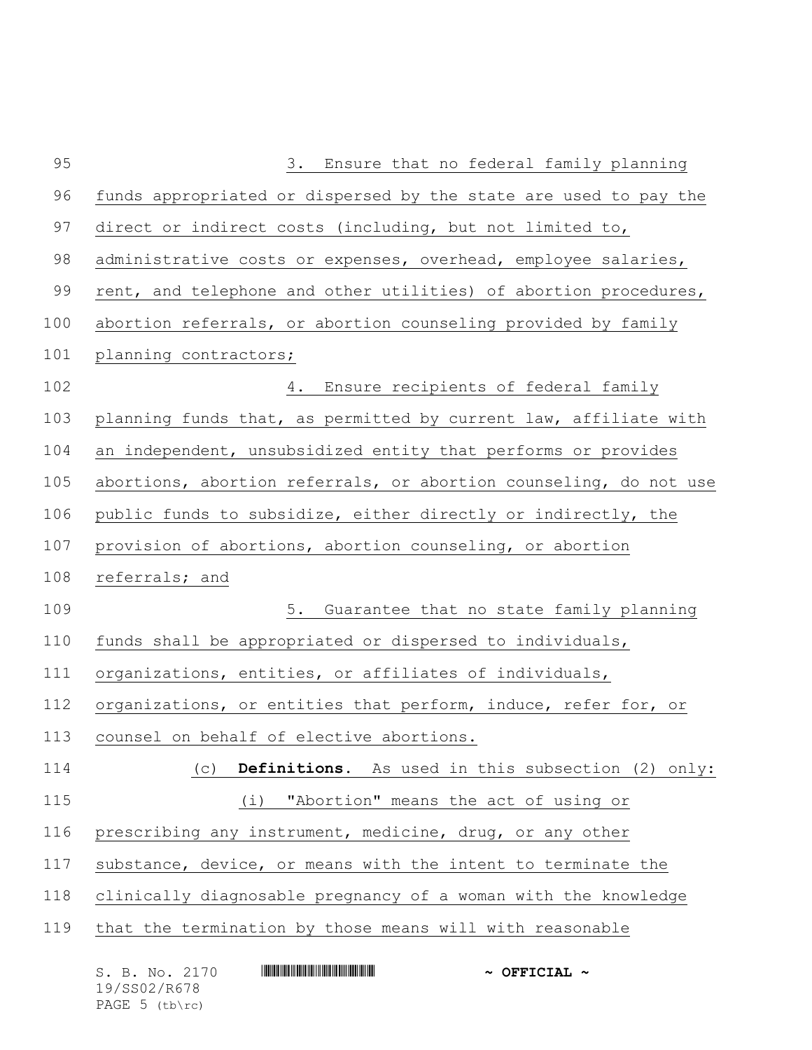3. Ensure that no federal family planning funds appropriated or dispersed by the state are used to pay the direct or indirect costs (including, but not limited to, administrative costs or expenses, overhead, employee salaries, rent, and telephone and other utilities) of abortion procedures, abortion referrals, or abortion counseling provided by family planning contractors;

4. Ensure recipients of federal family planning funds that, as permitted by current law, affiliate with an independent, unsubsidized entity that performs or provides abortions, abortion referrals, or abortion counseling, do not use public funds to subsidize, either directly or indirectly, the provision of abortions, abortion counseling, or abortion referrals; and

5. Guarantee that no state family planning funds shall be appropriated or dispersed to individuals, organizations, entities, or affiliates of individuals, organizations, or entities that perform, induce, refer for, or counsel on behalf of elective abortions.

(c) **Definitions.** As used in this subsection (2) only:

(i) "Abortion" means the act of using or prescribing any instrument, medicine, drug, or any other substance, device, or means with the intent to terminate the clinically diagnosable pregnancy of a woman with the knowledge that the termination by those means will with reasonable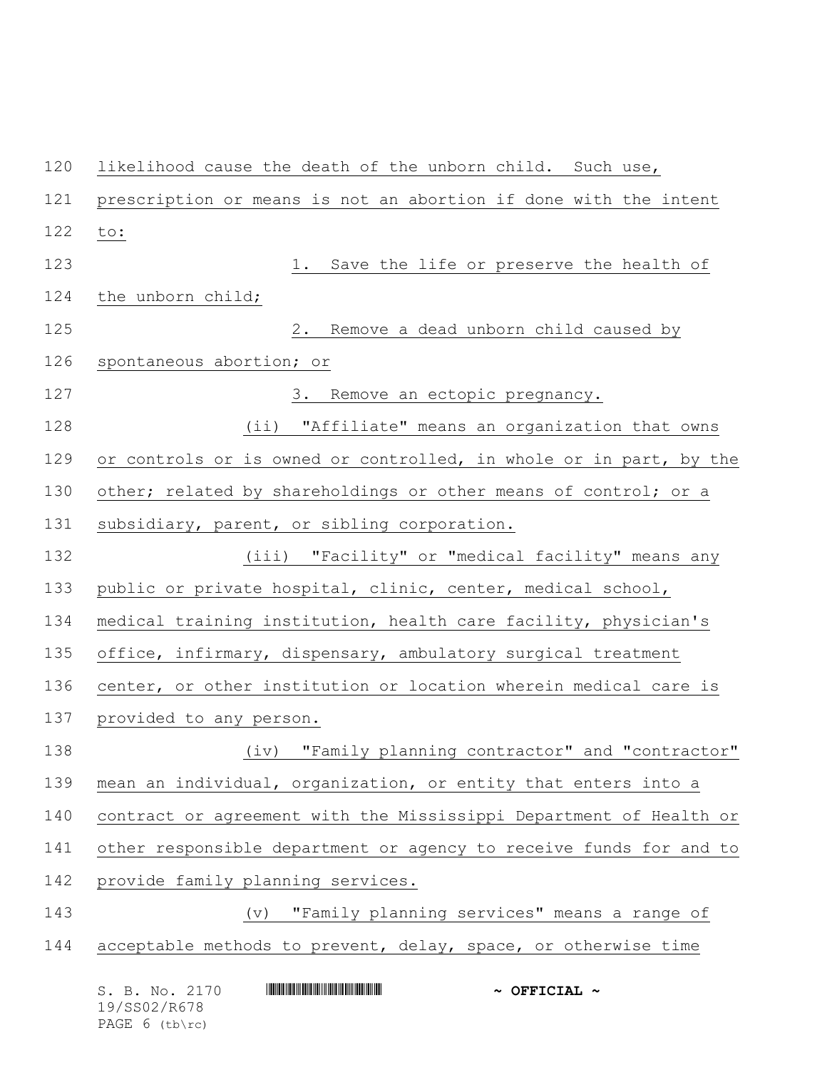likelihood cause the death of the unborn child. Such use, prescription or means is not an abortion if done with the intent to:

1. Save the life or preserve the health of the unborn child;

2. Remove a dead unborn child caused by spontaneous abortion; or

3. Remove an ectopic pregnancy.

(ii) "Affiliate" means an organization that owns or controls or is owned or controlled, in whole or in part, by the other; related by shareholdings or other means of control; or a subsidiary, parent, or sibling corporation.

(iii) "Facility" or "medical facility" means any public or private hospital, clinic, center, medical school, medical training institution, health care facility, physician's office, infirmary, dispensary, ambulatory surgical treatment center, or other institution or location wherein medical care is provided to any person.

(iv) "Family planning contractor" and "contractor" mean an individual, organization, or entity that enters into a contract or agreement with the Mississippi Department of Health or other responsible department or agency to receive funds for and to provide family planning services.

(v) "Family planning services" means a range of acceptable methods to prevent, delay, space, or otherwise time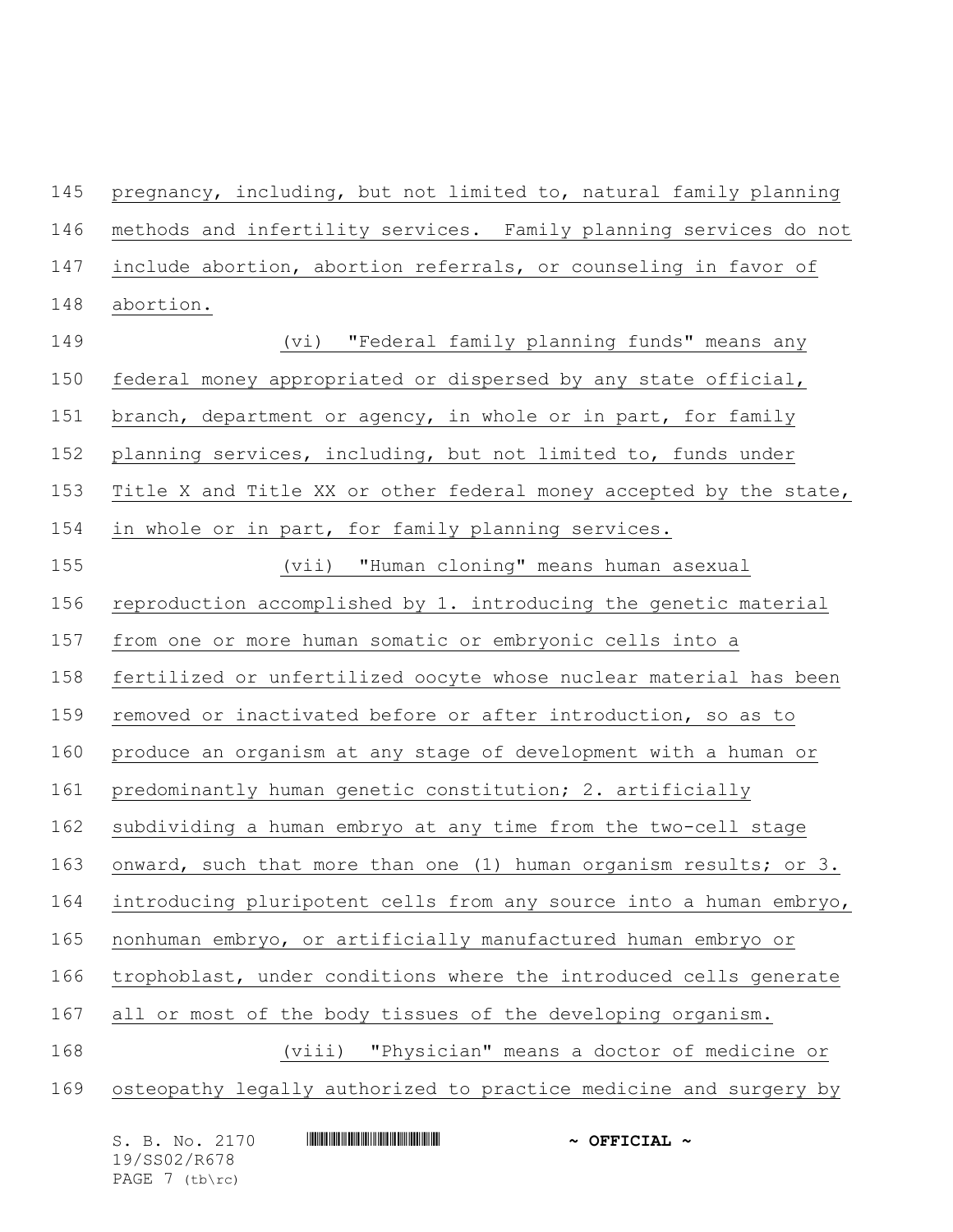pregnancy, including, but not limited to, natural family planning methods and infertility services. Family planning services do not include abortion, abortion referrals, or counseling in favor of abortion.

(vi) "Federal family planning funds" means any federal money appropriated or dispersed by any state official, branch, department or agency, in whole or in part, for family planning services, including, but not limited to, funds under Title X and Title XX or other federal money accepted by the state, in whole or in part, for family planning services.

(vii) "Human cloning" means human asexual reproduction accomplished by 1. introducing the genetic material from one or more human somatic or embryonic cells into a fertilized or unfertilized oocyte whose nuclear material has been removed or inactivated before or after introduction, so as to produce an organism at any stage of development with a human or predominantly human genetic constitution; 2. artificially subdividing a human embryo at any time from the two-cell stage onward, such that more than one (1) human organism results; or 3. introducing pluripotent cells from any source into a human embryo, nonhuman embryo, or artificially manufactured human embryo or trophoblast, under conditions where the introduced cells generate all or most of the body tissues of the developing organism.

(viii) "Physician" means a doctor of medicine or osteopathy legally authorized to practice medicine and surgery by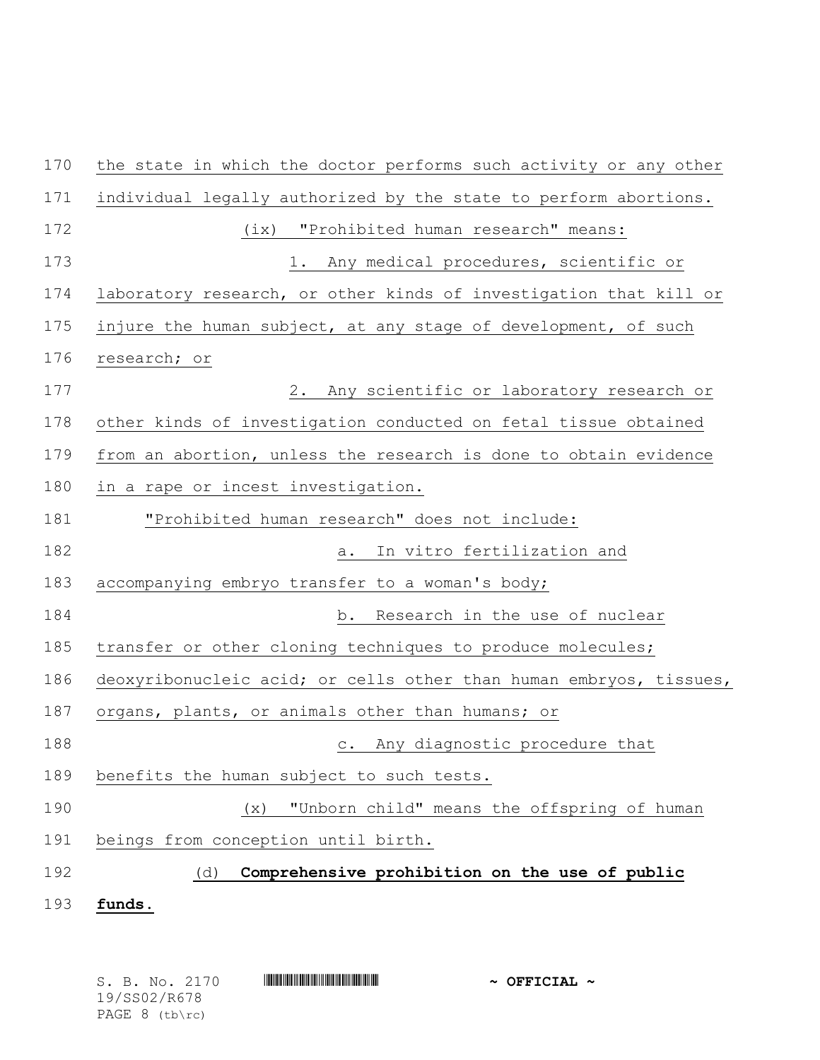the state in which the doctor performs such activity or any other individual legally authorized by the state to perform abortions.

(ix) "Prohibited human research" means:

1. Any medical procedures, scientific or laboratory research, or other kinds of investigation that kill or injure the human subject, at any stage of development, of such research; or

2. Any scientific or laboratory research or other kinds of investigation conducted on fetal tissue obtained from an abortion, unless the research is done to obtain evidence in a rape or incest investigation.

"Prohibited human research" does not include:

a. In vitro fertilization and accompanying embryo transfer to a woman's body;

b. Research in the use of nuclear transfer or other cloning techniques to produce molecules; deoxyribonucleic acid; or cells other than human embryos, tissues, organs, plants, or animals other than humans; or

c. Any diagnostic procedure that benefits the human subject to such tests.

(x) "Unborn child" means the offspring of human beings from conception until birth.

(d) **Comprehensive prohibition on the use of public funds.**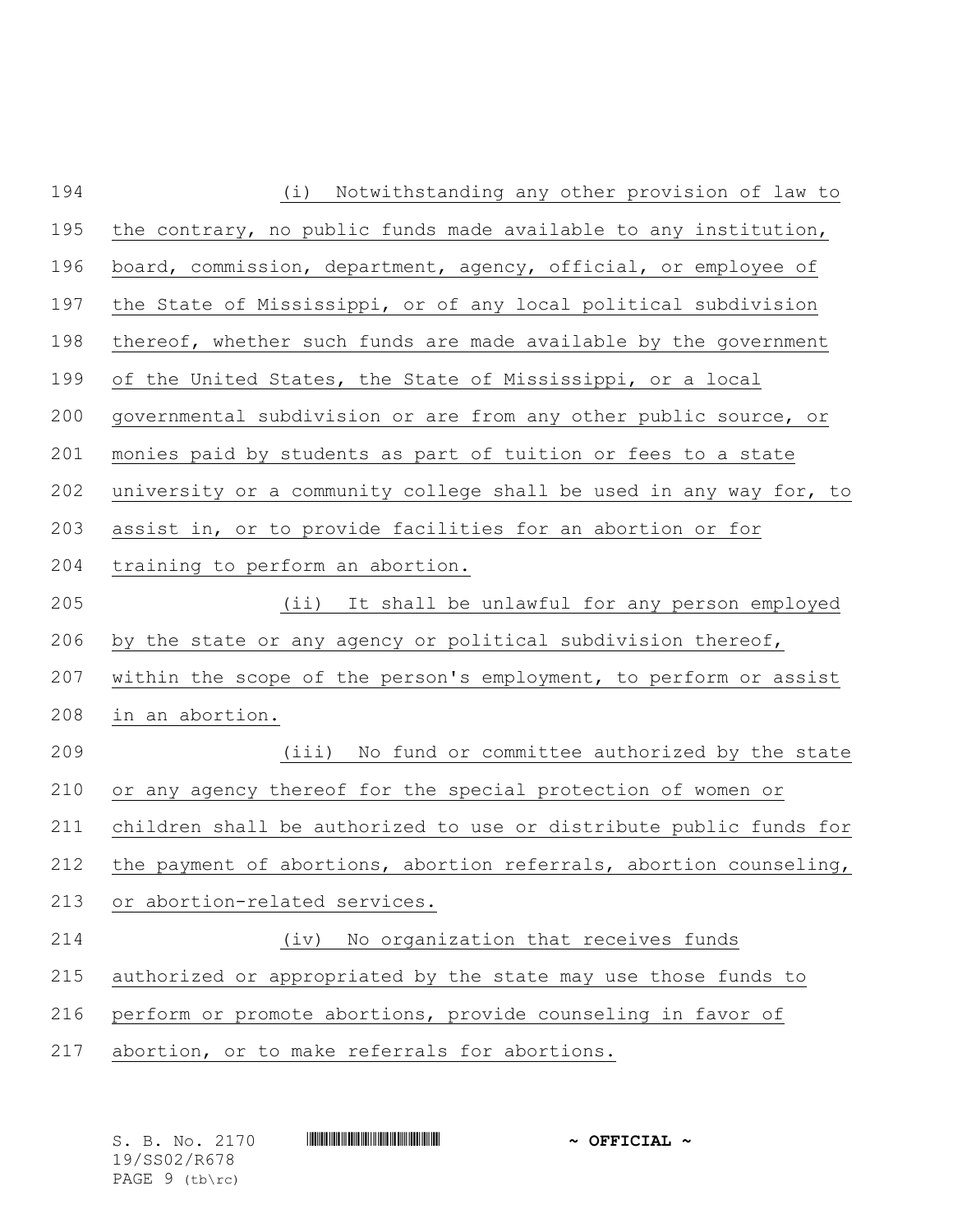(i) Notwithstanding any other provision of law to the contrary, no public funds made available to any institution, board, commission, department, agency, official, or employee of the State of Mississippi, or of any local political subdivision thereof, whether such funds are made available by the government of the United States, the State of Mississippi, or a local governmental subdivision or are from any other public source, or monies paid by students as part of tuition or fees to a state university or a community college shall be used in any way for, to assist in, or to provide facilities for an abortion or for training to perform an abortion.

(ii) It shall be unlawful for any person employed by the state or any agency or political subdivision thereof, within the scope of the person's employment, to perform or assist in an abortion.

(iii) No fund or committee authorized by the state or any agency thereof for the special protection of women or children shall be authorized to use or distribute public funds for the payment of abortions, abortion referrals, abortion counseling, or abortion-related services.

(iv) No organization that receives funds authorized or appropriated by the state may use those funds to perform or promote abortions, provide counseling in favor of abortion, or to make referrals for abortions.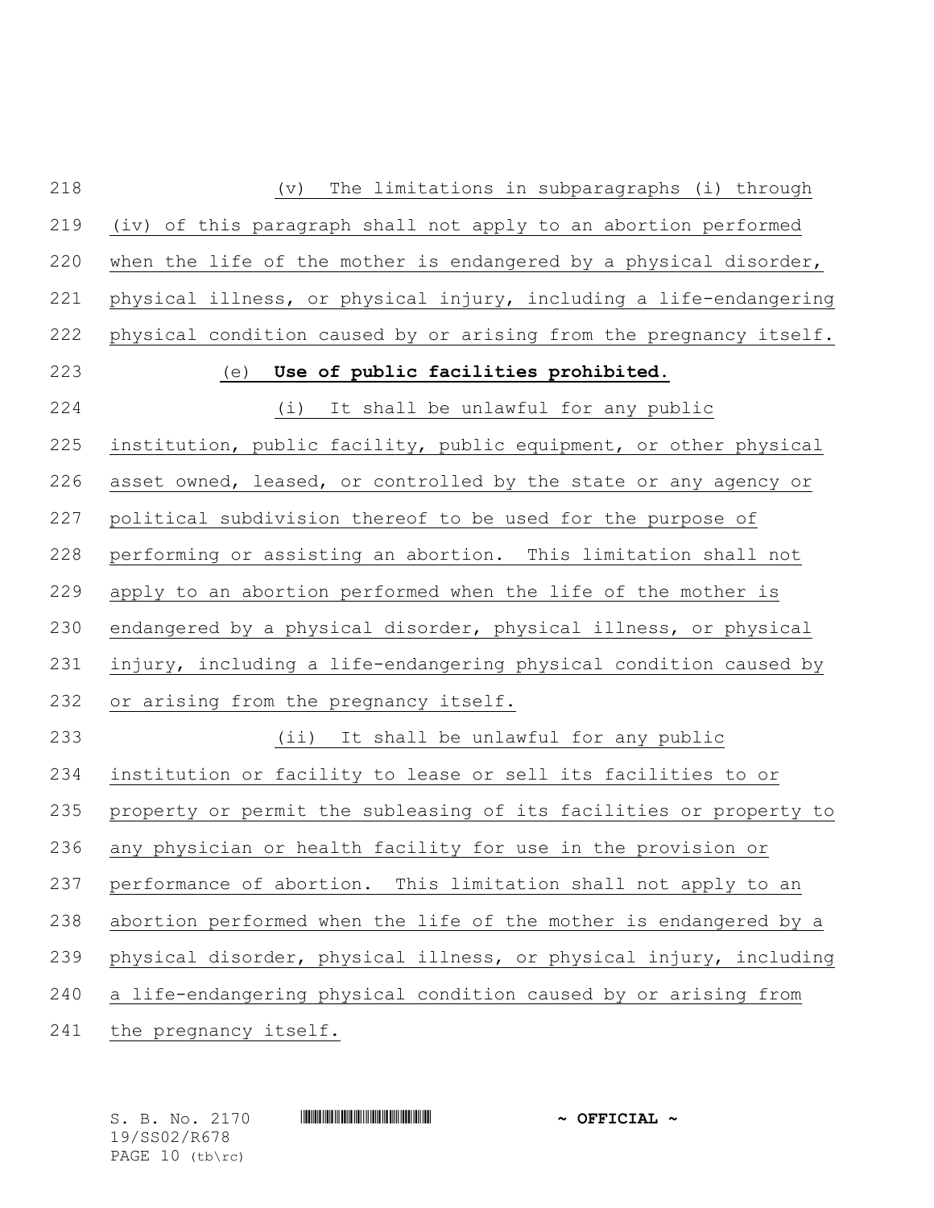(v) The limitations in subparagraphs (i) through (iv) of this paragraph shall not apply to an abortion performed when the life of the mother is endangered by a physical disorder, physical illness, or physical injury, including a life-endangering physical condition caused by or arising from the pregnancy itself.

(e) **Use of public facilities prohibited.**

(i) It shall be unlawful for any public institution, public facility, public equipment, or other physical asset owned, leased, or controlled by the state or any agency or political subdivision thereof to be used for the purpose of performing or assisting an abortion. This limitation shall not apply to an abortion performed when the life of the mother is endangered by a physical disorder, physical illness, or physical injury, including a life-endangering physical condition caused by or arising from the pregnancy itself.

(ii) It shall be unlawful for any public institution or facility to lease or sell its facilities to or property or permit the subleasing of its facilities or property to any physician or health facility for use in the provision or performance of abortion. This limitation shall not apply to an abortion performed when the life of the mother is endangered by a physical disorder, physical illness, or physical injury, including a life-endangering physical condition caused by or arising from the pregnancy itself.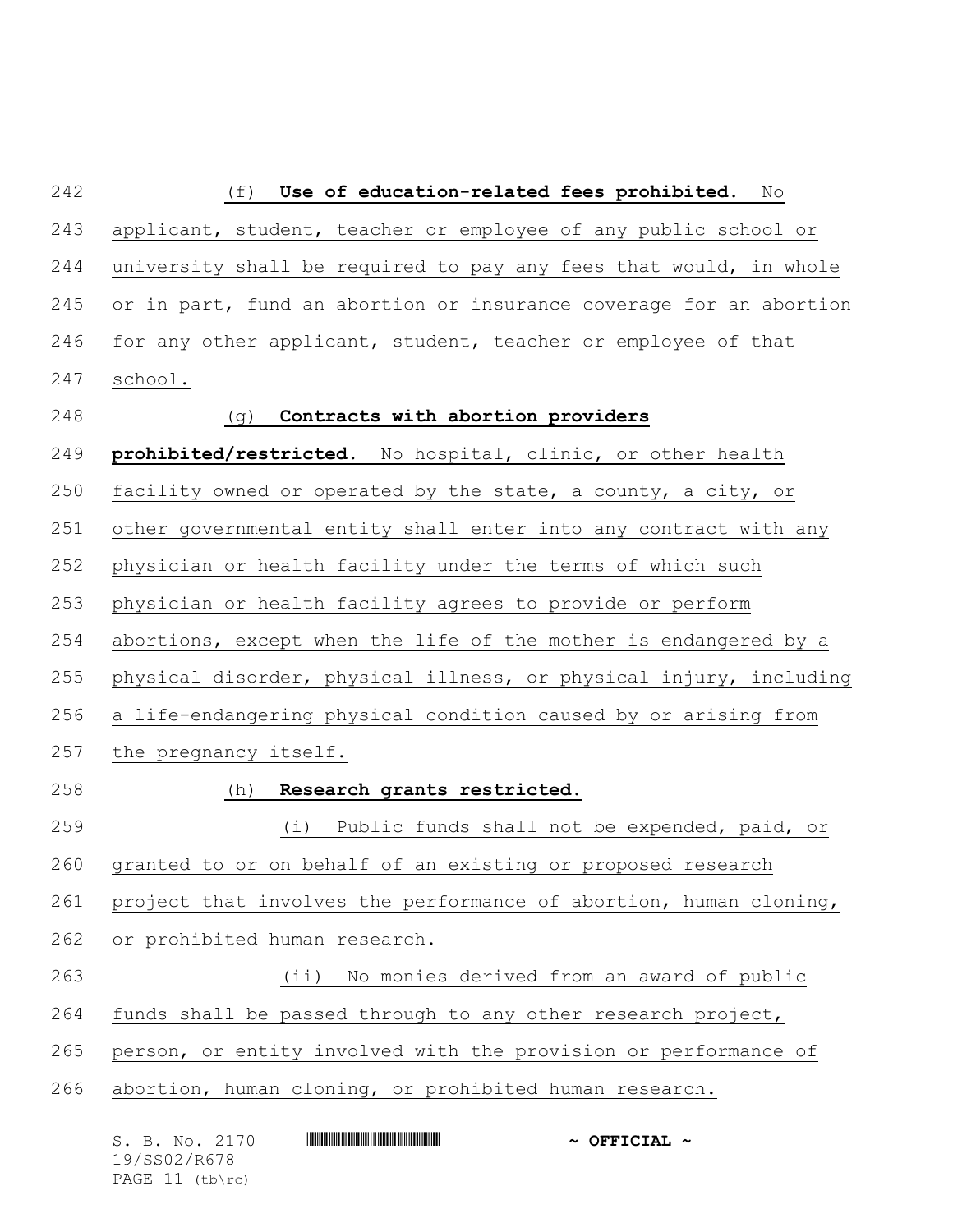(f) **Use of education-related fees prohibited.** No applicant, student, teacher or employee of any public school or university shall be required to pay any fees that would, in whole or in part, fund an abortion or insurance coverage for an abortion for any other applicant, student, teacher or employee of that school.

(g) **Contracts with abortion providers prohibited/restricted.** No hospital, clinic, or other health facility owned or operated by the state, a county, a city, or other governmental entity shall enter into any contract with any physician or health facility under the terms of which such physician or health facility agrees to provide or perform abortions, except when the life of the mother is endangered by a physical disorder, physical illness, or physical injury, including a life-endangering physical condition caused by or arising from the pregnancy itself.

(h) **Research grants restricted.**

(i) Public funds shall not be expended, paid, or granted to or on behalf of an existing or proposed research project that involves the performance of abortion, human cloning, or prohibited human research.

(ii) No monies derived from an award of public funds shall be passed through to any other research project, person, or entity involved with the provision or performance of abortion, human cloning, or prohibited human research.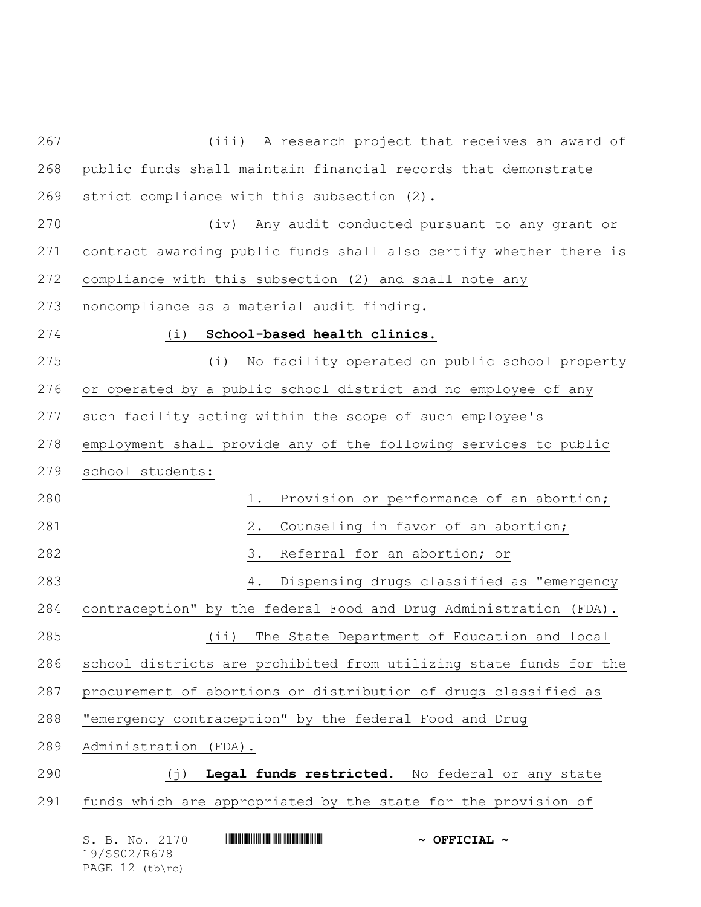(iii) A research project that receives an award of public funds shall maintain financial records that demonstrate strict compliance with this subsection (2).

(iv) Any audit conducted pursuant to any grant or contract awarding public funds shall also certify whether there is compliance with this subsection (2) and shall note any noncompliance as a material audit finding.

(i) **School-based health clinics.**

(i) No facility operated on public school property or operated by a public school district and no employee of any such facility acting within the scope of such employee's employment shall provide any of the following services to public school students:

1. Provision or performance of an abortion;
2. Counseling in favor of an abortion;
3. Referral for an abortion; or
4. Dispensing drugs classified as "emergency contraception" by the federal Food and Drug Administration (FDA).

(ii) The State Department of Education and local school districts are prohibited from utilizing state funds for the procurement of abortions or distribution of drugs classified as "emergency contraception" by the federal Food and Drug Administration (FDA).

(j) **Legal funds restricted.** No federal or any state funds which are appropriated by the state for the provision of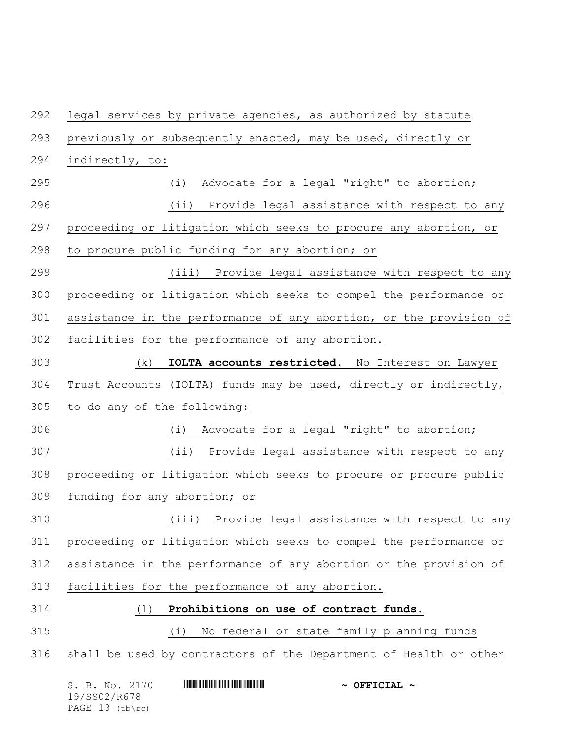legal services by private agencies, as authorized by statute previously or subsequently enacted, may be used, directly or indirectly, to:

(i) Advocate for a legal "right" to abortion;

(ii) Provide legal assistance with respect to any proceeding or litigation which seeks to procure any abortion, or to procure public funding for any abortion; or

(iii) Provide legal assistance with respect to any proceeding or litigation which seeks to compel the performance or assistance in the performance of any abortion, or the provision of facilities for the performance of any abortion.

(k) **IOLTA accounts restricted.** No Interest on Lawyer Trust Accounts (IOLTA) funds may be used, directly or indirectly, to do any of the following:

(i) Advocate for a legal "right" to abortion;

(ii) Provide legal assistance with respect to any proceeding or litigation which seeks to procure or procure public funding for any abortion; or

(iii) Provide legal assistance with respect to any proceeding or litigation which seeks to compel the performance or assistance in the performance of any abortion or the provision of facilities for the performance of any abortion.

(l) **Prohibitions on use of contract funds.**

(i) No federal or state family planning funds shall be used by contractors of the Department of Health or other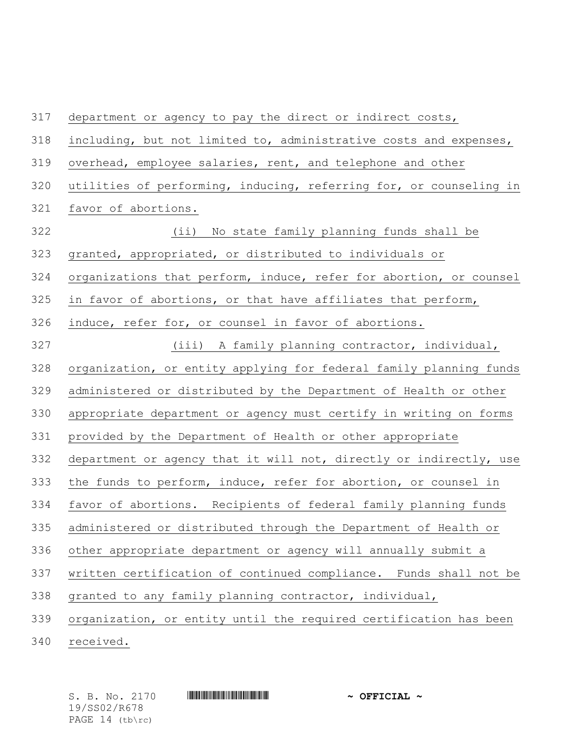department or agency to pay the direct or indirect costs, including, but not limited to, administrative costs and expenses, overhead, employee salaries, rent, and telephone and other utilities of performing, inducing, referring for, or counseling in favor of abortions.

(ii) No state family planning funds shall be granted, appropriated, or distributed to individuals or organizations that perform, induce, refer for abortion, or counsel in favor of abortions, or that have affiliates that perform, induce, refer for, or counsel in favor of abortions.

(iii) A family planning contractor, individual, organization, or entity applying for federal family planning funds administered or distributed by the Department of Health or other appropriate department or agency must certify in writing on forms provided by the Department of Health or other appropriate department or agency that it will not, directly or indirectly, use the funds to perform, induce, refer for abortion, or counsel in favor of abortions. Recipients of federal family planning funds administered or distributed through the Department of Health or other appropriate department or agency will annually submit a written certification of continued compliance. Funds shall not be granted to any family planning contractor, individual, organization, or entity until the required certification has been received.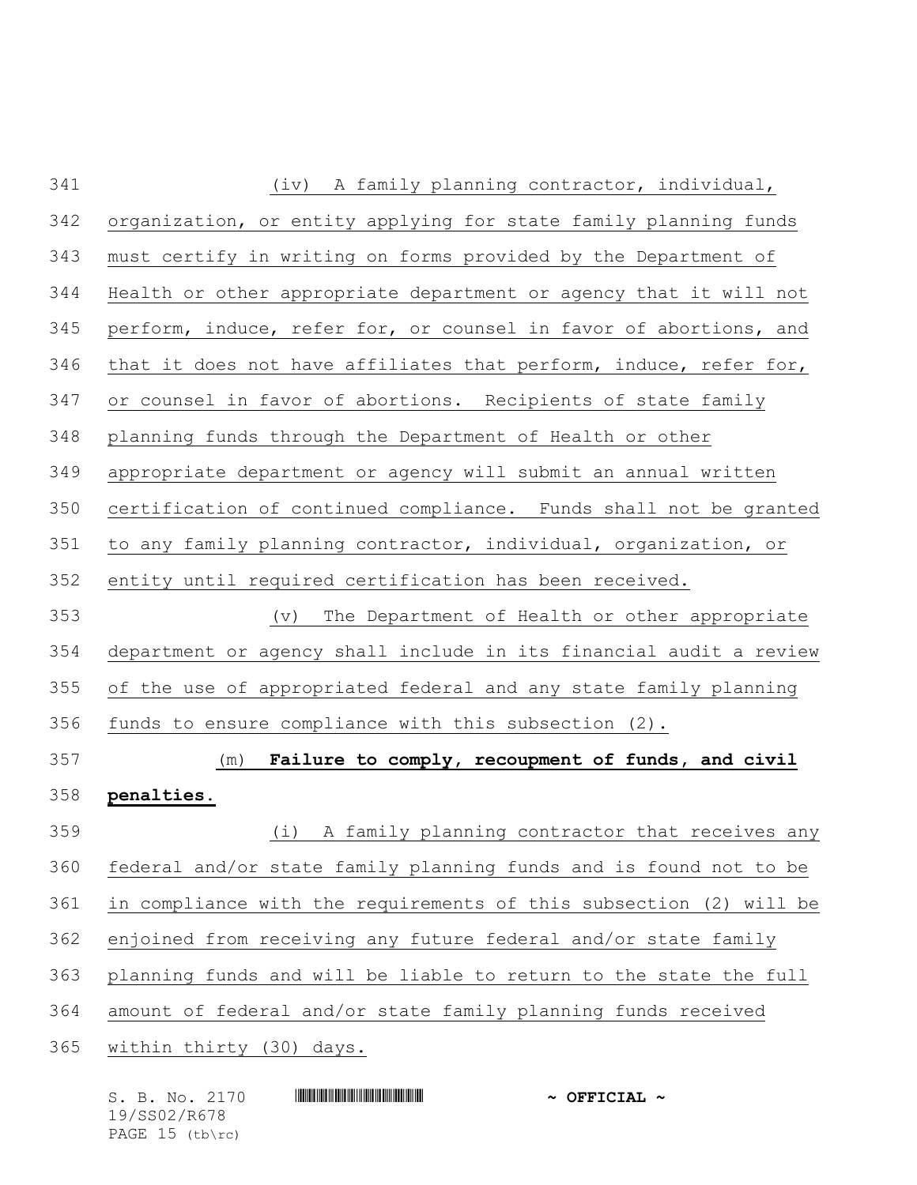(iv) A family planning contractor, individual, organization, or entity applying for state family planning funds must certify in writing on forms provided by the Department of Health or other appropriate department or agency that it will not perform, induce, refer for, or counsel in favor of abortions, and that it does not have affiliates that perform, induce, refer for, or counsel in favor of abortions. Recipients of state family planning funds through the Department of Health or other appropriate department or agency will submit an annual written certification of continued compliance. Funds shall not be granted to any family planning contractor, individual, organization, or entity until required certification has been received.

(v) The Department of Health or other appropriate department or agency shall include in its financial audit a review of the use of appropriated federal and any state family planning funds to ensure compliance with this subsection (2).

(m) **Failure to comply, recoupment of funds, and civil penalties.**

(i) A family planning contractor that receives any federal and/or state family planning funds and is found not to be in compliance with the requirements of this subsection (2) will be enjoined from receiving any future federal and/or state family planning funds and will be liable to return to the state the full amount of federal and/or state family planning funds received within thirty (30) days.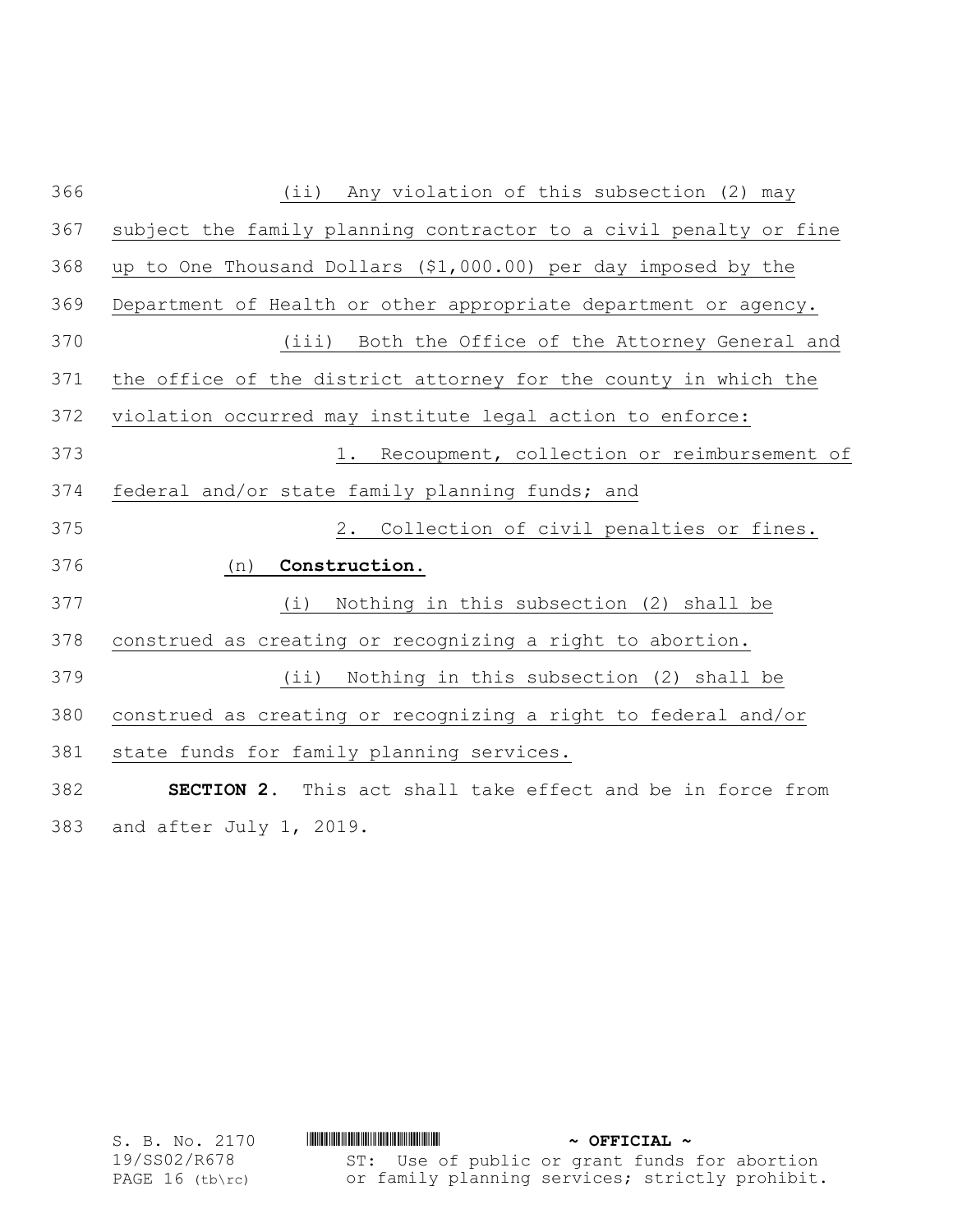(ii) Any violation of this subsection (2) may subject the family planning contractor to a civil penalty or fine up to One Thousand Dollars ($1,000.00) per day imposed by the Department of Health or other appropriate department or agency.

(iii) Both the Office of the Attorney General and the office of the district attorney for the county in which the violation occurred may institute legal action to enforce:

1. Recoupment, collection or reimbursement of federal and/or state family planning funds; and

2. Collection of civil penalties or fines.

(n) **Construction.**

(i) Nothing in this subsection (2) shall be construed as creating or recognizing a right to abortion.

(ii) Nothing in this subsection (2) shall be construed as creating or recognizing a right to federal and/or state funds for family planning services.

**SECTION 2.** This act shall take effect and be in force from and after July 1, 2019.